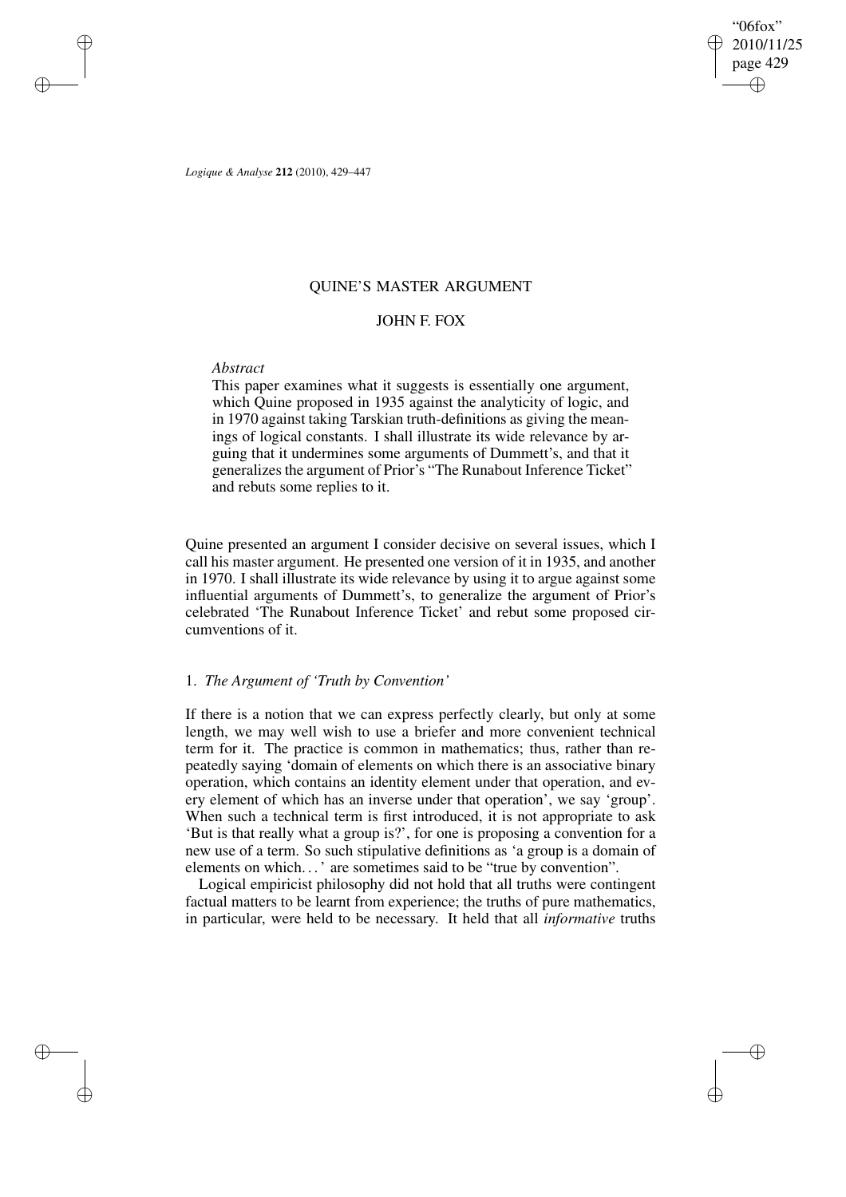# QUINE'S MASTER ARGUMENT

## JOHN F. FOX

*Abstract*

This paper examines what it suggests is essentially one argument, which Quine proposed in 1935 against the analyticity of logic, and in 1970 against taking Tarskian truth-definitions as giving the meanings of logical constants. I shall illustrate its wide relevance by arguing that it undermines some arguments of Dummett's, and that it generalizes the argument of Prior's "The Runabout Inference Ticket" and rebuts some replies to it.

Quine presented an argument I consider decisive on several issues, which I call his master argument. He presented one version of it in 1935, and another in 1970. I shall illustrate its wide relevance by using it to argue against some influential arguments of Dummett's, to generalize the argument of Prior's celebrated 'The Runabout Inference Ticket' and rebut some proposed circumventions of it.

### 1. *The Argument of 'Truth by Convention'*

If there is a notion that we can express perfectly clearly, but only at some length, we may well wish to use a briefer and more convenient technical term for it. The practice is common in mathematics; thus, rather than repeatedly saying 'domain of elements on which there is an associative binary operation, which contains an identity element under that operation, and every element of which has an inverse under that operation', we say 'group'. When such a technical term is first introduced, it is not appropriate to ask 'But is that really what a group is?', for one is proposing a convention for a new use of a term. So such stipulative definitions as 'a group is a domain of elements on which. . . ' are sometimes said to be "true by convention".

Logical empiricist philosophy did not hold that all truths were contingent factual matters to be learnt from experience; the truths of pure mathematics, in particular, were held to be necessary. It held that all *informative* truths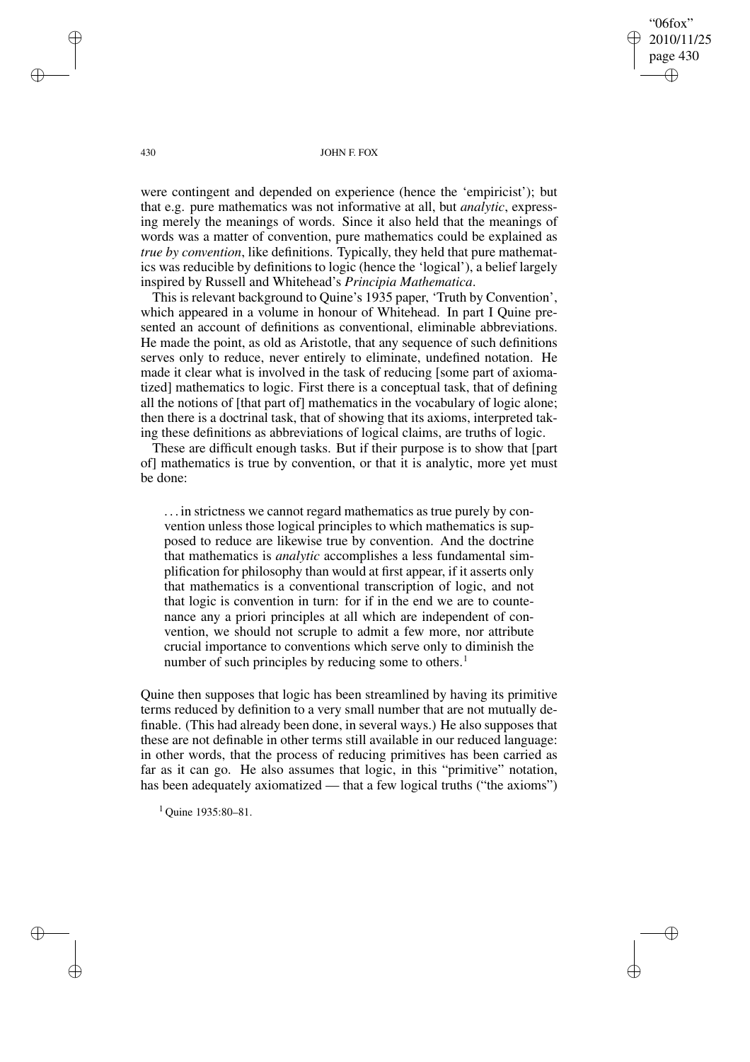were contingent and depended on experience (hence the 'empiricist'); but that e.g. pure mathematics was not informative at all, but *analytic*, expressing merely the meanings of words. Since it also held that the meanings of words was a matter of convention, pure mathematics could be explained as *true by convention*, like definitions. Typically, they held that pure mathematics was reducible by definitions to logic (hence the 'logical'), a belief largely inspired by Russell and Whitehead's *Principia Mathematica*.

This is relevant background to Quine's 1935 paper, 'Truth by Convention', which appeared in a volume in honour of Whitehead. In part I Quine presented an account of definitions as conventional, eliminable abbreviations. He made the point, as old as Aristotle, that any sequence of such definitions serves only to reduce, never entirely to eliminate, undefined notation. He made it clear what is involved in the task of reducing [some part of axiomatized] mathematics to logic. First there is a conceptual task, that of defining all the notions of [that part of] mathematics in the vocabulary of logic alone; then there is a doctrinal task, that of showing that its axioms, interpreted taking these definitions as abbreviations of logical claims, are truths of logic.

These are difficult enough tasks. But if their purpose is to show that [part of] mathematics is true by convention, or that it is analytic, more yet must be done:

> ...in strictness we cannot regard mathematics as true purely by convention unless those logical principles to which mathematics is supposed to reduce are likewise true by convention. And the doctrine that mathematics is *analytic* accomplishes a less fundamental simplification for philosophy than would at first appear, if it asserts only that mathematics is a conventional transcription of logic, and not that logic is convention in turn: for if in the end we are to countenance any a priori principles at all which are independent of convention, we should not scruple to admit a few more, nor attribute crucial importance to conventions which serve only to diminish the number of such principles by reducing some to others.[1]

Quine then supposes that logic has been streamlined by having its primitive terms reduced by definition to a very small number that are not mutually definable. (This had already been done, in several ways.) He also supposes that these are not definable in other terms still available in our reduced language: in other words, that the process of reducing primitives has been carried as far as it can go. He also assumes that logic, in this "primitive" notation, has been adequately axiomatized — that a few logical truths ("the axioms")

[1] Quine 1935:80–81.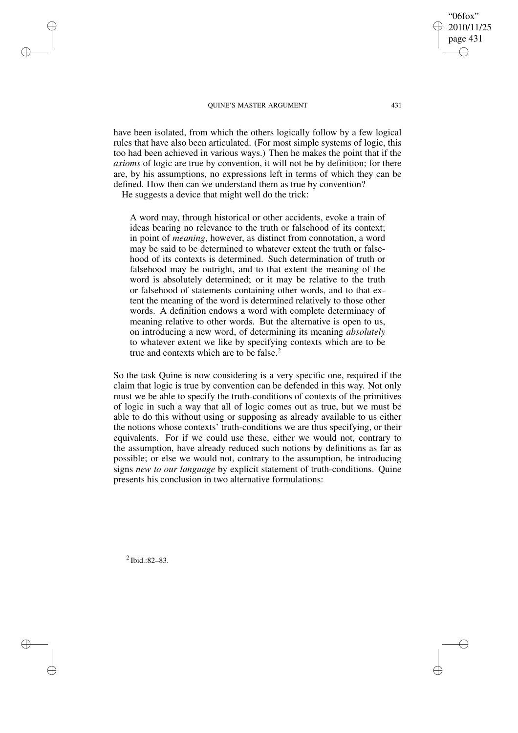have been isolated, from which the others logically follow by a few logical rules that have also been articulated. (For most simple systems of logic, this too had been achieved in various ways.) Then he makes the point that if the *axioms* of logic are true by convention, it will not be by definition; for there are, by his assumptions, no expressions left in terms of which they can be defined. How then can we understand them as true by convention?

He suggests a device that might well do the trick:

> A word may, through historical or other accidents, evoke a train of ideas bearing no relevance to the truth or falsehood of its context; in point of *meaning*, however, as distinct from connotation, a word may be said to be determined to whatever extent the truth or falsehood of its contexts is determined. Such determination of truth or falsehood may be outright, and to that extent the meaning of the word is absolutely determined; or it may be relative to the truth or falsehood of statements containing other words, and to that extent the meaning of the word is determined relatively to those other words. A definition endows a word with complete determinacy of meaning relative to other words. But the alternative is open to us, on introducing a new word, of determining its meaning *absolutely* to whatever extent we like by specifying contexts which are to be true and contexts which are to be false.[2]

So the task Quine is now considering is a very specific one, required if the claim that logic is true by convention can be defended in this way. Not only must we be able to specify the truth-conditions of contexts of the primitives of logic in such a way that all of logic comes out as true, but we must be able to do this without using or supposing as already available to us either the notions whose contexts' truth-conditions we are thus specifying, or their equivalents. For if we could use these, either we would not, contrary to the assumption, have already reduced such notions by definitions as far as possible; or else we would not, contrary to the assumption, be introducing signs *new to our language* by explicit statement of truth-conditions. Quine presents his conclusion in two alternative formulations:

[2] Ibid.:82–83.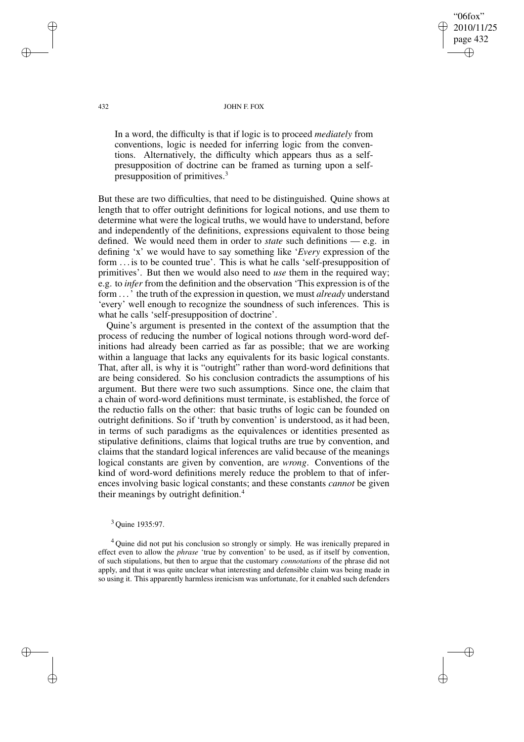> In a word, the difficulty is that if logic is to proceed *mediately* from conventions, logic is needed for inferring logic from the conventions. Alternatively, the difficulty which appears thus as a self-presupposition of doctrine can be framed as turning upon a self-presupposition of primitives.[3]

But these are two difficulties, that need to be distinguished. Quine shows at length that to offer outright definitions for logical notions, and use them to determine what were the logical truths, we would have to understand, before and independently of the definitions, expressions equivalent to those being defined. We would need them in order to *state* such definitions — e.g. in defining 'x' we would have to say something like '*Every* expression of the form . . . is to be counted true'. This is what he calls 'self-presupposition of primitives'. But then we would also need to *use* them in the required way; e.g. to *infer* from the definition and the observation 'This expression is of the form . . . ' the truth of the expression in question, we must *already* understand 'every' well enough to recognize the soundness of such inferences. This is what he calls 'self-presupposition of doctrine'.

Quine's argument is presented in the context of the assumption that the process of reducing the number of logical notions through word-word definitions had already been carried as far as possible; that we are working within a language that lacks any equivalents for its basic logical constants. That, after all, is why it is "outright" rather than word-word definitions that are being considered. So his conclusion contradicts the assumptions of his argument. But there were two such assumptions. Since one, the claim that a chain of word-word definitions must terminate, is established, the force of the reductio falls on the other: that basic truths of logic can be founded on outright definitions. So if 'truth by convention' is understood, as it had been, in terms of such paradigms as the equivalences or identities presented as stipulative definitions, claims that logical truths are true by convention, and claims that the standard logical inferences are valid because of the meanings logical constants are given by convention, are *wrong*. Conventions of the kind of word-word definitions merely reduce the problem to that of inferences involving basic logical constants; and these constants *cannot* be given their meanings by outright definition.[4]

[3] Quine 1935:97.

[4] Quine did not put his conclusion so strongly or simply. He was irenically prepared in effect even to allow the *phrase* 'true by convention' to be used, as if itself by convention, of such stipulations, but then to argue that the customary *connotations* of the phrase did not apply, and that it was quite unclear what interesting and defensible claim was being made in so using it. This apparently harmless irenicism was unfortunate, for it enabled such defenders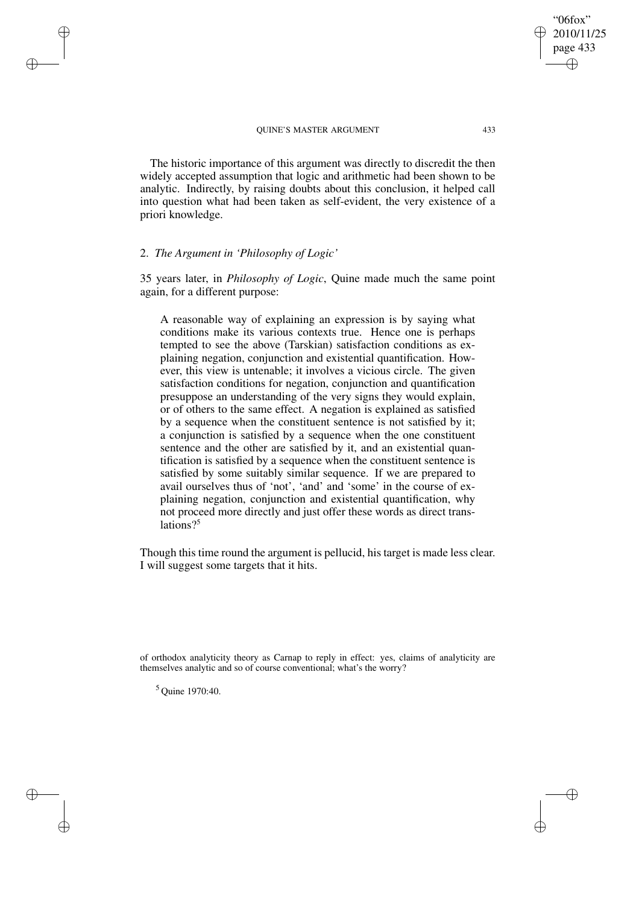The historic importance of this argument was directly to discredit the then widely accepted assumption that logic and arithmetic had been shown to be analytic. Indirectly, by raising doubts about this conclusion, it helped call into question what had been taken as self-evident, the very existence of a priori knowledge.

## 2. *The Argument in 'Philosophy of Logic'*

35 years later, in *Philosophy of Logic*, Quine made much the same point again, for a different purpose:

> A reasonable way of explaining an expression is by saying what conditions make its various contexts true. Hence one is perhaps tempted to see the above (Tarskian) satisfaction conditions as explaining negation, conjunction and existential quantification. However, this view is untenable; it involves a vicious circle. The given satisfaction conditions for negation, conjunction and quantification presuppose an understanding of the very signs they would explain, or of others to the same effect. A negation is explained as satisfied by a sequence when the constituent sentence is not satisfied by it; a conjunction is satisfied by a sequence when the one constituent sentence and the other are satisfied by it, and an existential quantification is satisfied by a sequence when the constituent sentence is satisfied by some suitably similar sequence. If we are prepared to avail ourselves thus of 'not', 'and' and 'some' in the course of explaining negation, conjunction and existential quantification, why not proceed more directly and just offer these words as direct translations?[5]

Though this time round the argument is pellucid, his target is made less clear. I will suggest some targets that it hits.

---

of orthodox analyticity theory as Carnap to reply in effect: yes, claims of analyticity are themselves analytic and so of course conventional; what's the worry?

[5] Quine 1970:40.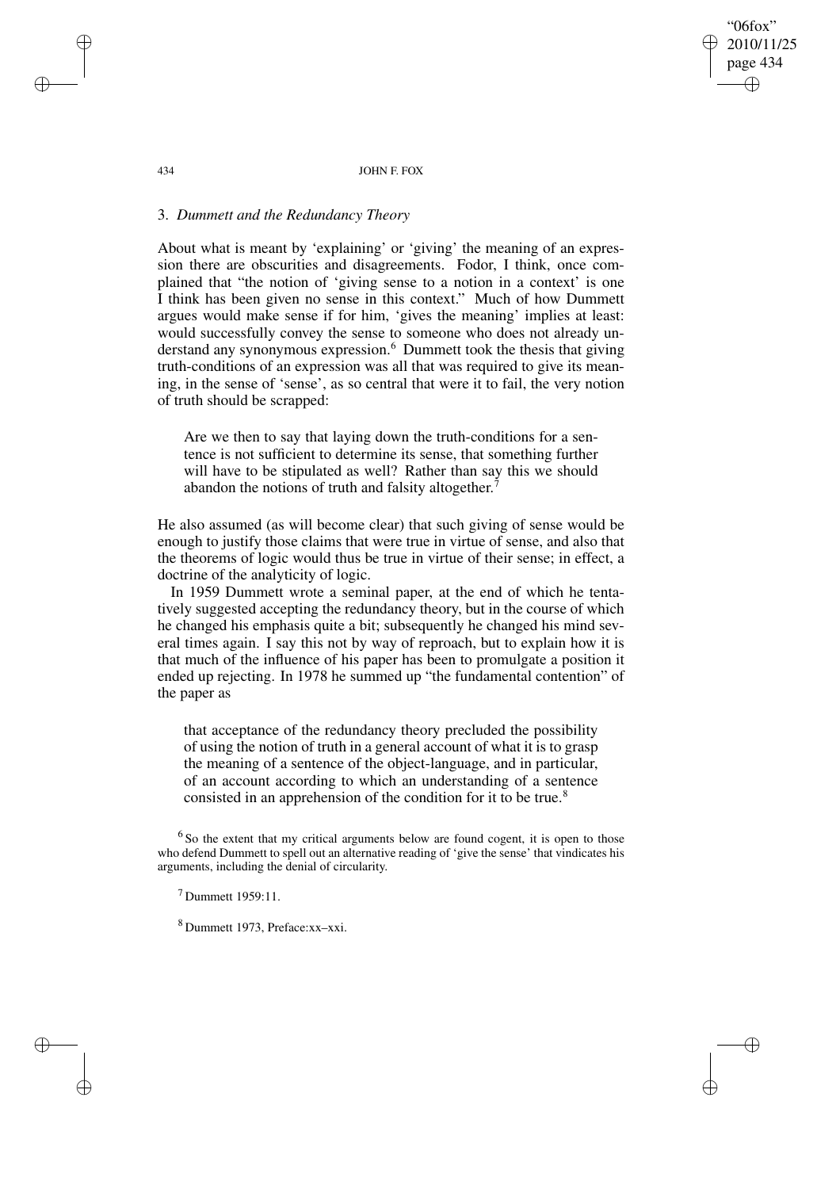### 3. *Dummett and the Redundancy Theory*

About what is meant by 'explaining' or 'giving' the meaning of an expression there are obscurities and disagreements. Fodor, I think, once complained that "the notion of 'giving sense to a notion in a context' is one I think has been given no sense in this context." Much of how Dummett argues would make sense if for him, 'gives the meaning' implies at least: would successfully convey the sense to someone who does not already understand any synonymous expression.[6] Dummett took the thesis that giving truth-conditions of an expression was all that was required to give its meaning, in the sense of 'sense', as so central that were it to fail, the very notion of truth should be scrapped:

> Are we then to say that laying down the truth-conditions for a sentence is not sufficient to determine its sense, that something further will have to be stipulated as well? Rather than say this we should abandon the notions of truth and falsity altogether.[7]

He also assumed (as will become clear) that such giving of sense would be enough to justify those claims that were true in virtue of sense, and also that the theorems of logic would thus be true in virtue of their sense; in effect, a doctrine of the analyticity of logic.

In 1959 Dummett wrote a seminal paper, at the end of which he tentatively suggested accepting the redundancy theory, but in the course of which he changed his emphasis quite a bit; subsequently he changed his mind several times again. I say this not by way of reproach, but to explain how it is that much of the influence of his paper has been to promulgate a position it ended up rejecting. In 1978 he summed up "the fundamental contention" of the paper as

> that acceptance of the redundancy theory precluded the possibility of using the notion of truth in a general account of what it is to grasp the meaning of a sentence of the object-language, and in particular, of an account according to which an understanding of a sentence consisted in an apprehension of the condition for it to be true.[8]

[6] So the extent that my critical arguments below are found cogent, it is open to those who defend Dummett to spell out an alternative reading of 'give the sense' that vindicates his arguments, including the denial of circularity.

[7] Dummett 1959:11.

[8] Dummett 1973, Preface:xx–xxi.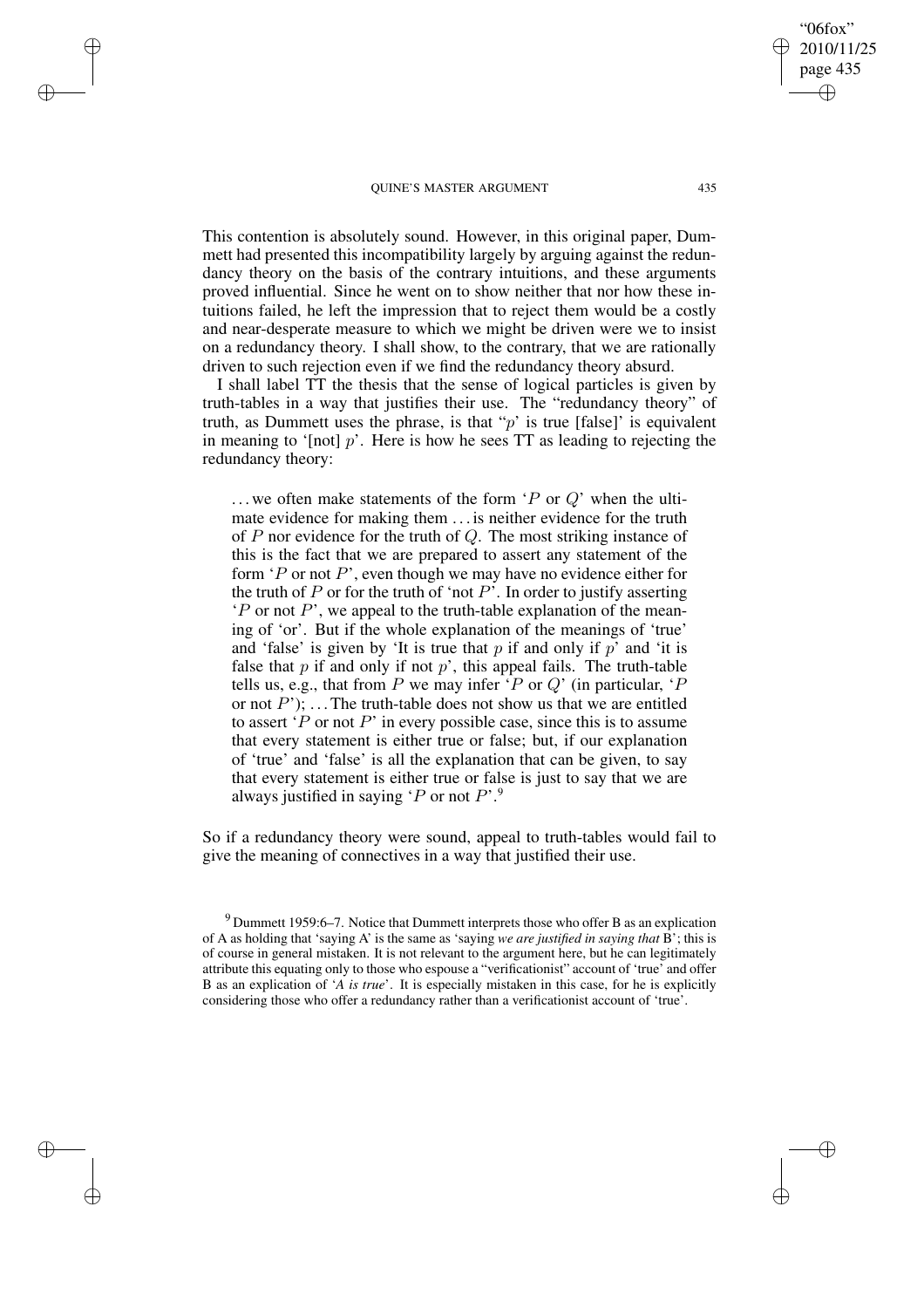This contention is absolutely sound. However, in this original paper, Dummett had presented this incompatibility largely by arguing against the redundancy theory on the basis of the contrary intuitions, and these arguments proved influential. Since he went on to show neither that nor how these intuitions failed, he left the impression that to reject them would be a costly and near-desperate measure to which we might be driven were we to insist on a redundancy theory. I shall show, to the contrary, that we are rationally driven to such rejection even if we find the redundancy theory absurd.

I shall label TT the thesis that the sense of logical particles is given by truth-tables in a way that justifies their use. The "redundancy theory" of truth, as Dummett uses the phrase, is that "$p$' is true [false]' is equivalent in meaning to '[not] $p$'. Here is how he sees TT as leading to rejecting the redundancy theory:

> . . . we often make statements of the form '$P$ or $Q$' when the ultimate evidence for making them . . . is neither evidence for the truth of $P$ nor evidence for the truth of $Q$. The most striking instance of this is the fact that we are prepared to assert any statement of the form '$P$ or not $P$', even though we may have no evidence either for the truth of $P$ or for the truth of 'not $P$'. In order to justify asserting '$P$ or not $P$', we appeal to the truth-table explanation of the meaning of 'or'. But if the whole explanation of the meanings of 'true' and 'false' is given by 'It is true that $p$ if and only if $p$' and 'it is false that $p$ if and only if not $p$', this appeal fails. The truth-table tells us, e.g., that from $P$ we may infer '$P$ or $Q$' (in particular, '$P$ or not $P$'); . . . The truth-table does not show us that we are entitled to assert '$P$ or not $P$' in every possible case, since this is to assume that every statement is either true or false; but, if our explanation of 'true' and 'false' is all the explanation that can be given, to say that every statement is either true or false is just to say that we are always justified in saying '$P$ or not $P$'.[9]

So if a redundancy theory were sound, appeal to truth-tables would fail to give the meaning of connectives in a way that justified their use.

---

[9] Dummett 1959:6–7. Notice that Dummett interprets those who offer B as an explication of A as holding that 'saying A' is the same as 'saying *we are justified in saying that* B'; this is of course in general mistaken. It is not relevant to the argument here, but he can legitimately attribute this equating only to those who espouse a "verificationist" account of 'true' and offer B as an explication of '*A is true*'. It is especially mistaken in this case, for he is explicitly considering those who offer a redundancy rather than a verificationist account of 'true'.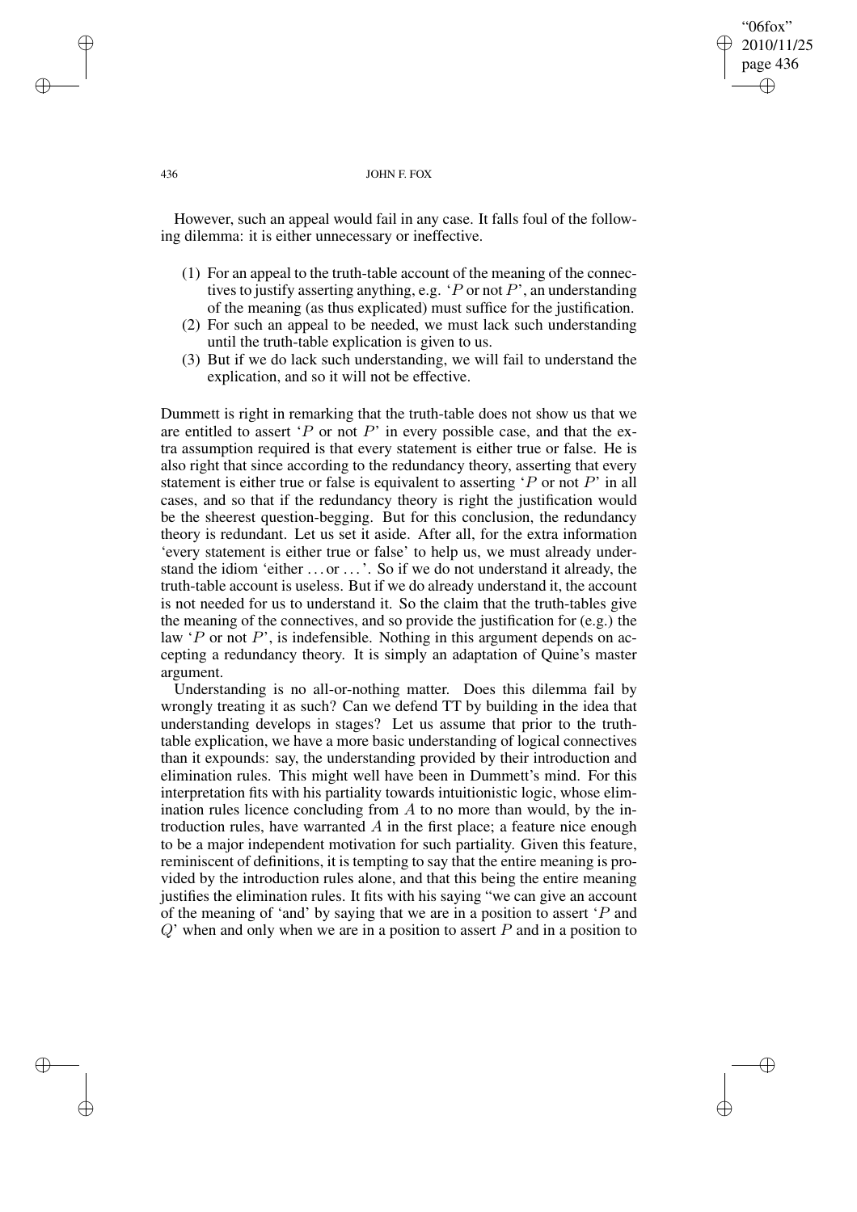However, such an appeal would fail in any case. It falls foul of the following dilemma: it is either unnecessary or ineffective.

(1) For an appeal to the truth-table account of the meaning of the connectives to justify asserting anything, e.g. '$P$ or not $P$', an understanding of the meaning (as thus explicated) must suffice for the justification.
(2) For such an appeal to be needed, we must lack such understanding until the truth-table explication is given to us.
(3) But if we do lack such understanding, we will fail to understand the explication, and so it will not be effective.

Dummett is right in remarking that the truth-table does not show us that we are entitled to assert '$P$ or not $P$' in every possible case, and that the extra assumption required is that every statement is either true or false. He is also right that since according to the redundancy theory, asserting that every statement is either true or false is equivalent to asserting '$P$ or not $P$' in all cases, and so that if the redundancy theory is right the justification would be the sheerest question-begging. But for this conclusion, the redundancy theory is redundant. Let us set it aside. After all, for the extra information 'every statement is either true or false' to help us, we must already understand the idiom 'either ... or ...'. So if we do not understand it already, the truth-table account is useless. But if we do already understand it, the account is not needed for us to understand it. So the claim that the truth-tables give the meaning of the connectives, and so provide the justification for (e.g.) the law '$P$ or not $P$', is indefensible. Nothing in this argument depends on accepting a redundancy theory. It is simply an adaptation of Quine's master argument.

Understanding is no all-or-nothing matter. Does this dilemma fail by wrongly treating it as such? Can we defend TT by building in the idea that understanding develops in stages? Let us assume that prior to the truth-table explication, we have a more basic understanding of logical connectives than it expounds: say, the understanding provided by their introduction and elimination rules. This might well have been in Dummett's mind. For this interpretation fits with his partiality towards intuitionistic logic, whose elimination rules licence concluding from $A$ to no more than would, by the introduction rules, have warranted $A$ in the first place; a feature nice enough to be a major independent motivation for such partiality. Given this feature, reminiscent of definitions, it is tempting to say that the entire meaning is provided by the introduction rules alone, and that this being the entire meaning justifies the elimination rules. It fits with his saying "we can give an account of the meaning of 'and' by saying that we are in a position to assert '$P$ and $Q$' when and only when we are in a position to assert $P$ and in a position to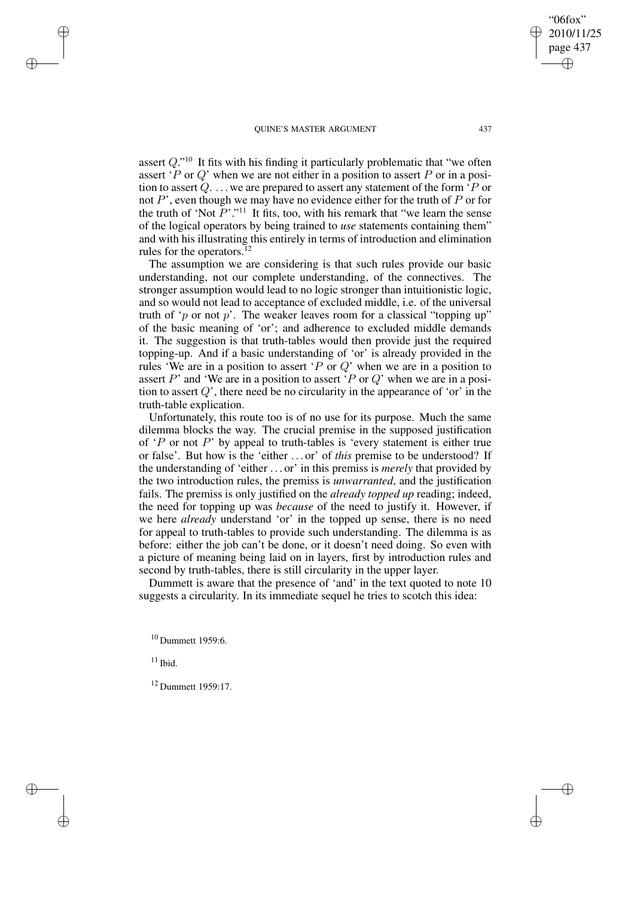assert $Q$."[10] It fits with his finding it particularly problematic that "we often assert '$P$ or $Q$' when we are not either in a position to assert $P$ or in a position to assert $Q$. ... we are prepared to assert any statement of the form '$P$ or not $P$', even though we may have no evidence either for the truth of $P$ or for the truth of 'Not $P$'."[11] It fits, too, with his remark that "we learn the sense of the logical operators by being trained to *use* statements containing them" and with his illustrating this entirely in terms of introduction and elimination rules for the operators.[12]

The assumption we are considering is that such rules provide our basic understanding, not our complete understanding, of the connectives. The stronger assumption would lead to no logic stronger than intuitionistic logic, and so would not lead to acceptance of excluded middle, i.e. of the universal truth of '$p$ or not $p$'. The weaker leaves room for a classical "topping up" of the basic meaning of 'or'; and adherence to excluded middle demands it. The suggestion is that truth-tables would then provide just the required topping-up. And if a basic understanding of 'or' is already provided in the rules 'We are in a position to assert '$P$ or $Q$' when we are in a position to assert $P$' and 'We are in a position to assert '$P$ or $Q$' when we are in a position to assert $Q$', there need be no circularity in the appearance of 'or' in the truth-table explication.

Unfortunately, this route too is of no use for its purpose. Much the same dilemma blocks the way. The crucial premise in the supposed justification of '$P$ or not $P$' by appeal to truth-tables is 'every statement is either true or false'. But how is the 'either ... or' of *this* premise to be understood? If the understanding of 'either ... or' in this premiss is *merely* that provided by the two introduction rules, the premiss is *unwarranted*, and the justification fails. The premiss is only justified on the *already topped up* reading; indeed, the need for topping up was *because* of the need to justify it. However, if we here *already* understand 'or' in the topped up sense, there is no need for appeal to truth-tables to provide such understanding. The dilemma is as before: either the job can't be done, or it doesn't need doing. So even with a picture of meaning being laid on in layers, first by introduction rules and second by truth-tables, there is still circularity in the upper layer.

Dummett is aware that the presence of 'and' in the text quoted to note 10 suggests a circularity. In its immediate sequel he tries to scotch this idea:

[10] Dummett 1959:6.

[11] Ibid.

[12] Dummett 1959:17.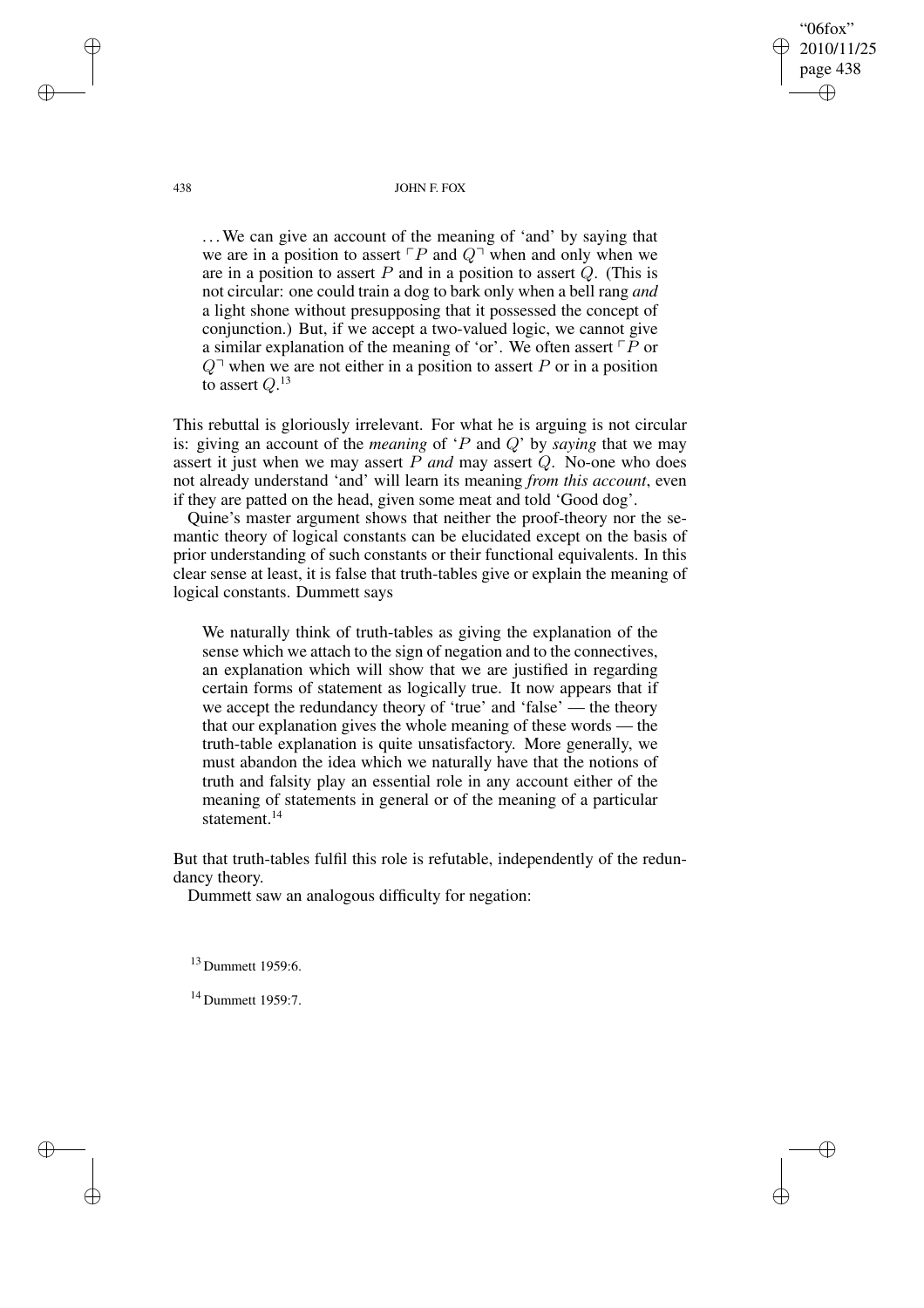> . . . We can give an account of the meaning of 'and' by saying that we are in a position to assert ⌜$P$ and $Q$⌝ when and only when we are in a position to assert $P$ and in a position to assert $Q$. (This is not circular: one could train a dog to bark only when a bell rang *and* a light shone without presupposing that it possessed the concept of conjunction.) But, if we accept a two-valued logic, we cannot give a similar explanation of the meaning of 'or'. We often assert ⌜$P$ or $Q$⌝ when we are not either in a position to assert $P$ or in a position to assert $Q$.[13]

This rebuttal is gloriously irrelevant. For what he is arguing is not circular is: giving an account of the *meaning* of '$P$ and $Q$' by *saying* that we may assert it just when we may assert $P$ *and* may assert $Q$. No-one who does not already understand 'and' will learn its meaning *from this account*, even if they are patted on the head, given some meat and told 'Good dog'.

Quine's master argument shows that neither the proof-theory nor the semantic theory of logical constants can be elucidated except on the basis of prior understanding of such constants or their functional equivalents. In this clear sense at least, it is false that truth-tables give or explain the meaning of logical constants. Dummett says

> We naturally think of truth-tables as giving the explanation of the sense which we attach to the sign of negation and to the connectives, an explanation which will show that we are justified in regarding certain forms of statement as logically true. It now appears that if we accept the redundancy theory of 'true' and 'false' — the theory that our explanation gives the whole meaning of these words — the truth-table explanation is quite unsatisfactory. More generally, we must abandon the idea which we naturally have that the notions of truth and falsity play an essential role in any account either of the meaning of statements in general or of the meaning of a particular statement.[14]

But that truth-tables fulfil this role is refutable, independently of the redundancy theory.

Dummett saw an analogous difficulty for negation:

[13] Dummett 1959:6.

[14] Dummett 1959:7.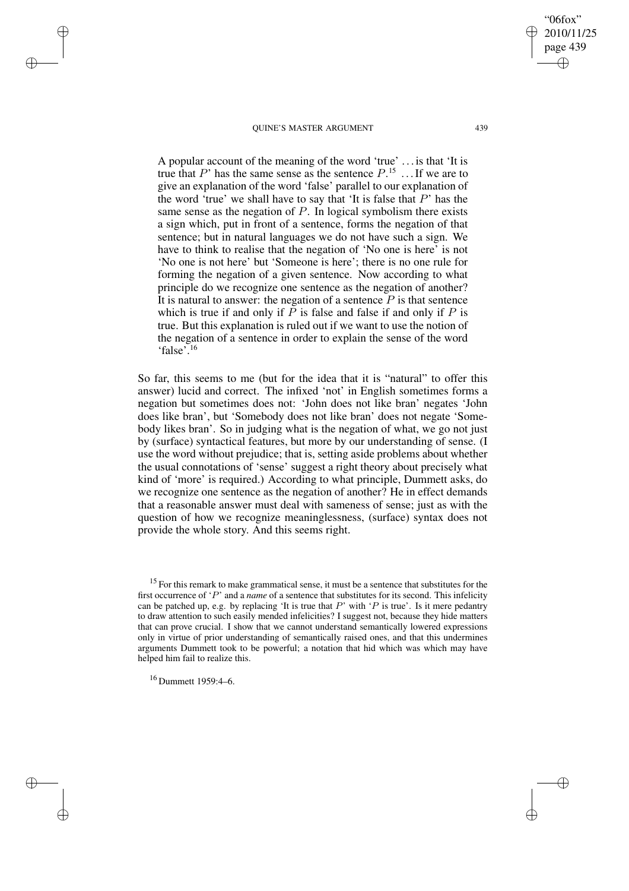> A popular account of the meaning of the word 'true' . . . is that 'It is true that $P$' has the same sense as the sentence $P$.[15] . . . If we are to give an explanation of the word 'false' parallel to our explanation of the word 'true' we shall have to say that 'It is false that $P$' has the same sense as the negation of $P$. In logical symbolism there exists a sign which, put in front of a sentence, forms the negation of that sentence; but in natural languages we do not have such a sign. We have to think to realise that the negation of 'No one is here' is not 'No one is not here' but 'Someone is here'; there is no one rule for forming the negation of a given sentence. Now according to what principle do we recognize one sentence as the negation of another? It is natural to answer: the negation of a sentence $P$ is that sentence which is true if and only if $P$ is false and false if and only if $P$ is true. But this explanation is ruled out if we want to use the notion of the negation of a sentence in order to explain the sense of the word 'false'.[16]

So far, this seems to me (but for the idea that it is "natural" to offer this answer) lucid and correct. The infixed 'not' in English sometimes forms a negation but sometimes does not: 'John does not like bran' negates 'John does like bran', but 'Somebody does not like bran' does not negate 'Somebody likes bran'. So in judging what is the negation of what, we go not just by (surface) syntactical features, but more by our understanding of sense. (I use the word without prejudice; that is, setting aside problems about whether the usual connotations of 'sense' suggest a right theory about precisely what kind of 'more' is required.) According to what principle, Dummett asks, do we recognize one sentence as the negation of another? He in effect demands that a reasonable answer must deal with sameness of sense; just as with the question of how we recognize meaninglessness, (surface) syntax does not provide the whole story. And this seems right.

---

[15] For this remark to make grammatical sense, it must be a sentence that substitutes for the first occurrence of '$P$' and a *name* of a sentence that substitutes for its second. This infelicity can be patched up, e.g. by replacing 'It is true that $P$' with '$P$ is true'. Is it mere pedantry to draw attention to such easily mended infelicities? I suggest not, because they hide matters that can prove crucial. I show that we cannot understand semantically lowered expressions only in virtue of prior understanding of semantically raised ones, and that this undermines arguments Dummett took to be powerful; a notation that hid which was which may have helped him fail to realize this.

[16] Dummett 1959:4–6.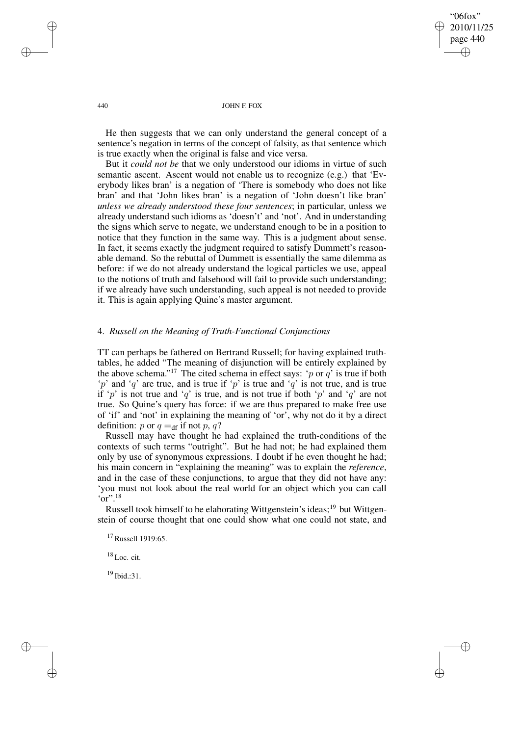He then suggests that we can only understand the general concept of a sentence's negation in terms of the concept of falsity, as that sentence which is true exactly when the original is false and vice versa.

But it *could not be* that we only understood our idioms in virtue of such semantic ascent. Ascent would not enable us to recognize (e.g.) that 'Everybody likes bran' is a negation of 'There is somebody who does not like bran' and that 'John likes bran' is a negation of 'John doesn't like bran' *unless we already understood these four sentences*; in particular, unless we already understand such idioms as 'doesn't' and 'not'. And in understanding the signs which serve to negate, we understand enough to be in a position to notice that they function in the same way. This is a judgment about sense. In fact, it seems exactly the judgment required to satisfy Dummett's reasonable demand. So the rebuttal of Dummett is essentially the same dilemma as before: if we do not already understand the logical particles we use, appeal to the notions of truth and falsehood will fail to provide such understanding; if we already have such understanding, such appeal is not needed to provide it. This is again applying Quine's master argument.

## 4. *Russell on the Meaning of Truth-Functional Conjunctions*

TT can perhaps be fathered on Bertrand Russell; for having explained truth-tables, he added "The meaning of disjunction will be entirely explained by the above schema."[17] The cited schema in effect says: '$p$ or $q$' is true if both '$p$' and '$q$' are true, and is true if '$p$' is true and '$q$' is not true, and is true if '$p$' is not true and '$q$' is true, and is not true if both '$p$' and '$q$' are not true. So Quine's query has force: if we are thus prepared to make free use of 'if' and 'not' in explaining the meaning of 'or', why not do it by a direct definition: $p$ or $q =_{\text{df}}$ if not $p$, $q$?

Russell may have thought he had explained the truth-conditions of the contexts of such terms "outright". But he had not; he had explained them only by use of synonymous expressions. I doubt if he even thought he had; his main concern in "explaining the meaning" was to explain the *reference*, and in the case of these conjunctions, to argue that they did not have any: 'you must not look about the real world for an object which you can call "or"'.[18]

Russell took himself to be elaborating Wittgenstein's ideas;[19] but Wittgenstein of course thought that one could show what one could not state, and

[17] Russell 1919:65.

[18] Loc. cit.

[19] Ibid.:31.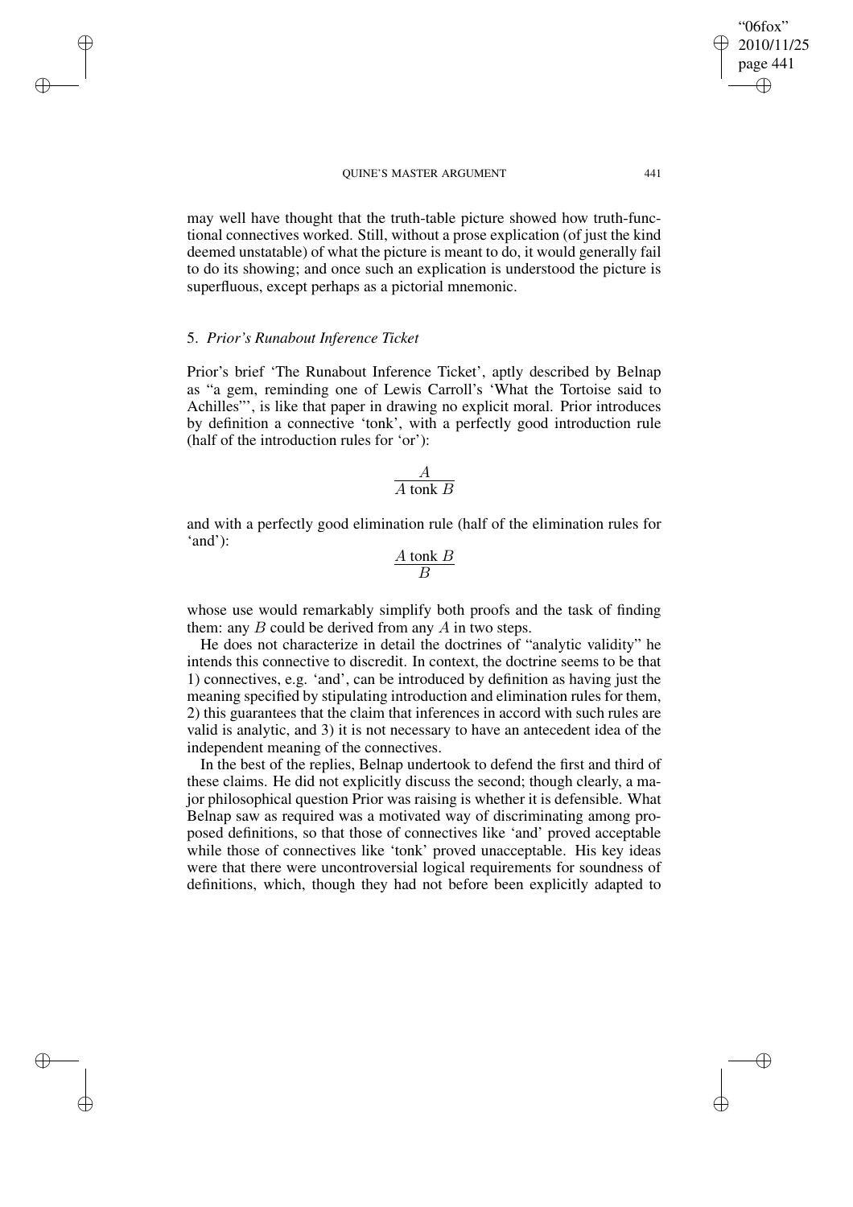may well have thought that the truth-table picture showed how truth-functional connectives worked. Still, without a prose explication (of just the kind deemed unstatable) of what the picture is meant to do, it would generally fail to do its showing; and once such an explication is understood the picture is superfluous, except perhaps as a pictorial mnemonic.

## 5. *Prior's Runabout Inference Ticket*

Prior's brief 'The Runabout Inference Ticket', aptly described by Belnap as "a gem, reminding one of Lewis Carroll's 'What the Tortoise said to Achilles"', is like that paper in drawing no explicit moral. Prior introduces by definition a connective 'tonk', with a perfectly good introduction rule (half of the introduction rules for 'or'):

$$\frac{A}{A \text{ tonk } B}$$

and with a perfectly good elimination rule (half of the elimination rules for 'and'):

$$\frac{A \text{ tonk } B}{B}$$

whose use would remarkably simplify both proofs and the task of finding them: any $B$ could be derived from any $A$ in two steps.

He does not characterize in detail the doctrines of "analytic validity" he intends this connective to discredit. In context, the doctrine seems to be that 1) connectives, e.g. 'and', can be introduced by definition as having just the meaning specified by stipulating introduction and elimination rules for them, 2) this guarantees that the claim that inferences in accord with such rules are valid is analytic, and 3) it is not necessary to have an antecedent idea of the independent meaning of the connectives.

In the best of the replies, Belnap undertook to defend the first and third of these claims. He did not explicitly discuss the second; though clearly, a major philosophical question Prior was raising is whether it is defensible. What Belnap saw as required was a motivated way of discriminating among proposed definitions, so that those of connectives like 'and' proved acceptable while those of connectives like 'tonk' proved unacceptable. His key ideas were that there were uncontroversial logical requirements for soundness of definitions, which, though they had not before been explicitly adapted to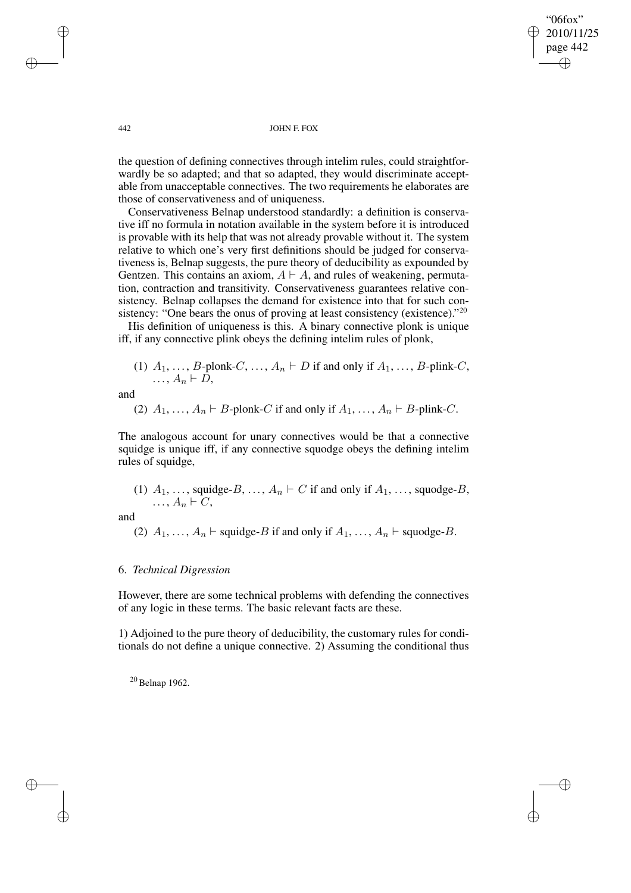the question of defining connectives through intelim rules, could straightforwardly be so adapted; and that so adapted, they would discriminate acceptable from unacceptable connectives. The two requirements he elaborates are those of conservativeness and of uniqueness.

Conservativeness Belnap understood standardly: a definition is conservative iff no formula in notation available in the system before it is introduced is provable with its help that was not already provable without it. The system relative to which one's very first definitions should be judged for conservativeness is, Belnap suggests, the pure theory of deducibility as expounded by Gentzen. This contains an axiom, $A \vdash A$, and rules of weakening, permutation, contraction and transitivity. Conservativeness guarantees relative consistency. Belnap collapses the demand for existence into that for such consistency: "One bears the onus of proving at least consistency (existence)."[20]

His definition of uniqueness is this. A binary connective plonk is unique iff, if any connective plink obeys the defining intelim rules of plonk,

(1) $A_1, \ldots, B$-plonk-$C, \ldots, A_n \vdash D$ if and only if $A_1, \ldots, B$-plink-$C$, $\ldots, A_n \vdash D$,

and

(2) $A_1, \ldots, A_n \vdash B$-plonk-$C$ if and only if $A_1, \ldots, A_n \vdash B$-plink-$C$.

The analogous account for unary connectives would be that a connective squidge is unique iff, if any connective squodge obeys the defining intelim rules of squidge,

(1) $A_1, \ldots,$ squidge-$B, \ldots, A_n \vdash C$ if and only if $A_1, \ldots,$ squodge-$B$, $\ldots, A_n \vdash C$,

and

(2) $A_1, \ldots, A_n \vdash$ squidge-$B$ if and only if $A_1, \ldots, A_n \vdash$ squodge-$B$.

## 6. *Technical Digression*

However, there are some technical problems with defending the connectives of any logic in these terms. The basic relevant facts are these.

1) Adjoined to the pure theory of deducibility, the customary rules for conditionals do not define a unique connective. 2) Assuming the conditional thus

[20] Belnap 1962.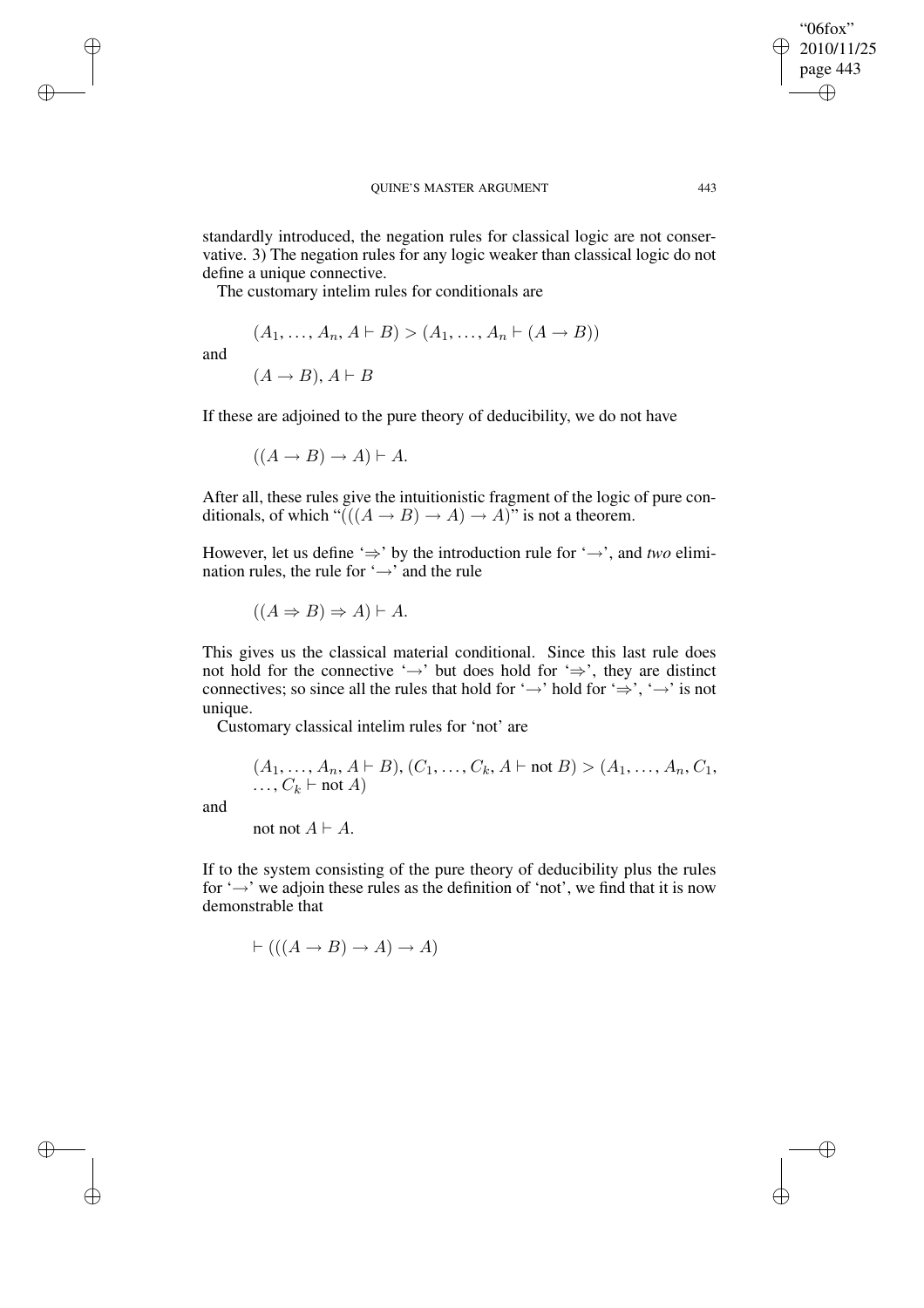standardly introduced, the negation rules for classical logic are not conservative. 3) The negation rules for any logic weaker than classical logic do not define a unique connective.

The customary intelim rules for conditionals are

$$(A_1, \ldots, A_n, A \vdash B) > (A_1, \ldots, A_n \vdash (A \rightarrow B))$$

and

$$(A \rightarrow B), A \vdash B$$

If these are adjoined to the pure theory of deducibility, we do not have

$$((A \rightarrow B) \rightarrow A) \vdash A.$$

After all, these rules give the intuitionistic fragment of the logic of pure conditionals, of which "$(((A \rightarrow B) \rightarrow A) \rightarrow A)$" is not a theorem.

However, let us define '$\Rightarrow$' by the introduction rule for '$\rightarrow$', and *two* elimination rules, the rule for '$\rightarrow$' and the rule

$$((A \Rightarrow B) \Rightarrow A) \vdash A.$$

This gives us the classical material conditional. Since this last rule does not hold for the connective '$\rightarrow$' but does hold for '$\Rightarrow$', they are distinct connectives; so since all the rules that hold for '$\rightarrow$' hold for '$\Rightarrow$', '$\rightarrow$' is not unique.

Customary classical intelim rules for 'not' are

$$(A_1, \ldots, A_n, A \vdash B), (C_1, \ldots, C_k, A \vdash \text{not } B) > (A_1, \ldots, A_n, C_1, \ldots, C_k \vdash \text{not } A)$$

and

$$\text{not not } A \vdash A.$$

If to the system consisting of the pure theory of deducibility plus the rules for '$\rightarrow$' we adjoin these rules as the definition of 'not', we find that it is now demonstrable that

$$\vdash (((A \rightarrow B) \rightarrow A) \rightarrow A)$$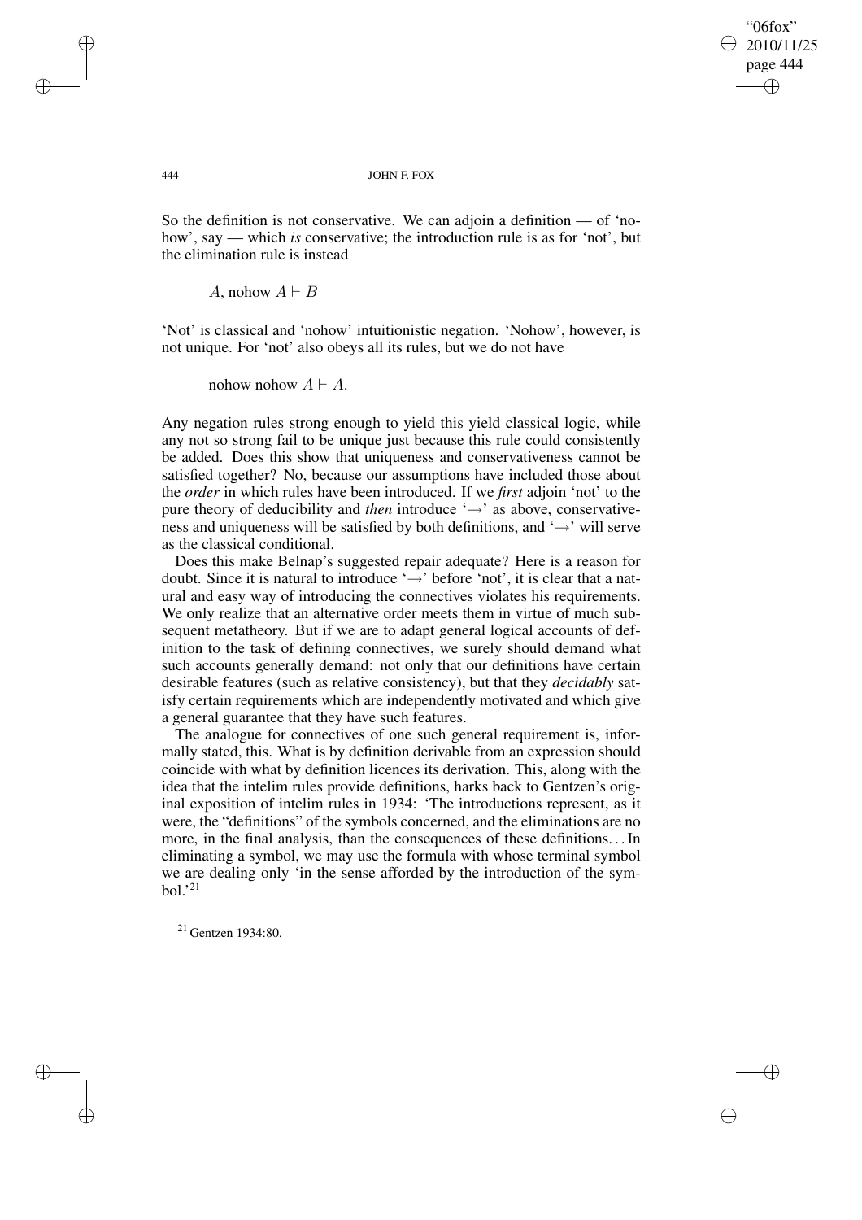So the definition is not conservative. We can adjoin a definition — of 'nohow', say — which *is* conservative; the introduction rule is as for 'not', but the elimination rule is instead

$$A, \text{nohow } A \vdash B$$

'Not' is classical and 'nohow' intuitionistic negation. 'Nohow', however, is not unique. For 'not' also obeys all its rules, but we do not have

$$\text{nohow nohow } A \vdash A.$$

Any negation rules strong enough to yield this yield classical logic, while any not so strong fail to be unique just because this rule could consistently be added. Does this show that uniqueness and conservativeness cannot be satisfied together? No, because our assumptions have included those about the *order* in which rules have been introduced. If we *first* adjoin 'not' to the pure theory of deducibility and *then* introduce '$\rightarrow$' as above, conservativeness and uniqueness will be satisfied by both definitions, and '$\rightarrow$' will serve as the classical conditional.

Does this make Belnap's suggested repair adequate? Here is a reason for doubt. Since it is natural to introduce '$\rightarrow$' before 'not', it is clear that a natural and easy way of introducing the connectives violates his requirements. We only realize that an alternative order meets them in virtue of much subsequent metatheory. But if we are to adapt general logical accounts of definition to the task of defining connectives, we surely should demand what such accounts generally demand: not only that our definitions have certain desirable features (such as relative consistency), but that they *decidably* satisfy certain requirements which are independently motivated and which give a general guarantee that they have such features.

The analogue for connectives of one such general requirement is, informally stated, this. What is by definition derivable from an expression should coincide with what by definition licences its derivation. This, along with the idea that the intelim rules provide definitions, harks back to Gentzen's original exposition of intelim rules in 1934: 'The introductions represent, as it were, the "definitions" of the symbols concerned, and the eliminations are no more, in the final analysis, than the consequences of these definitions. . . In eliminating a symbol, we may use the formula with whose terminal symbol we are dealing only 'in the sense afforded by the introduction of the symbol.'[21]

[21] Gentzen 1934:80.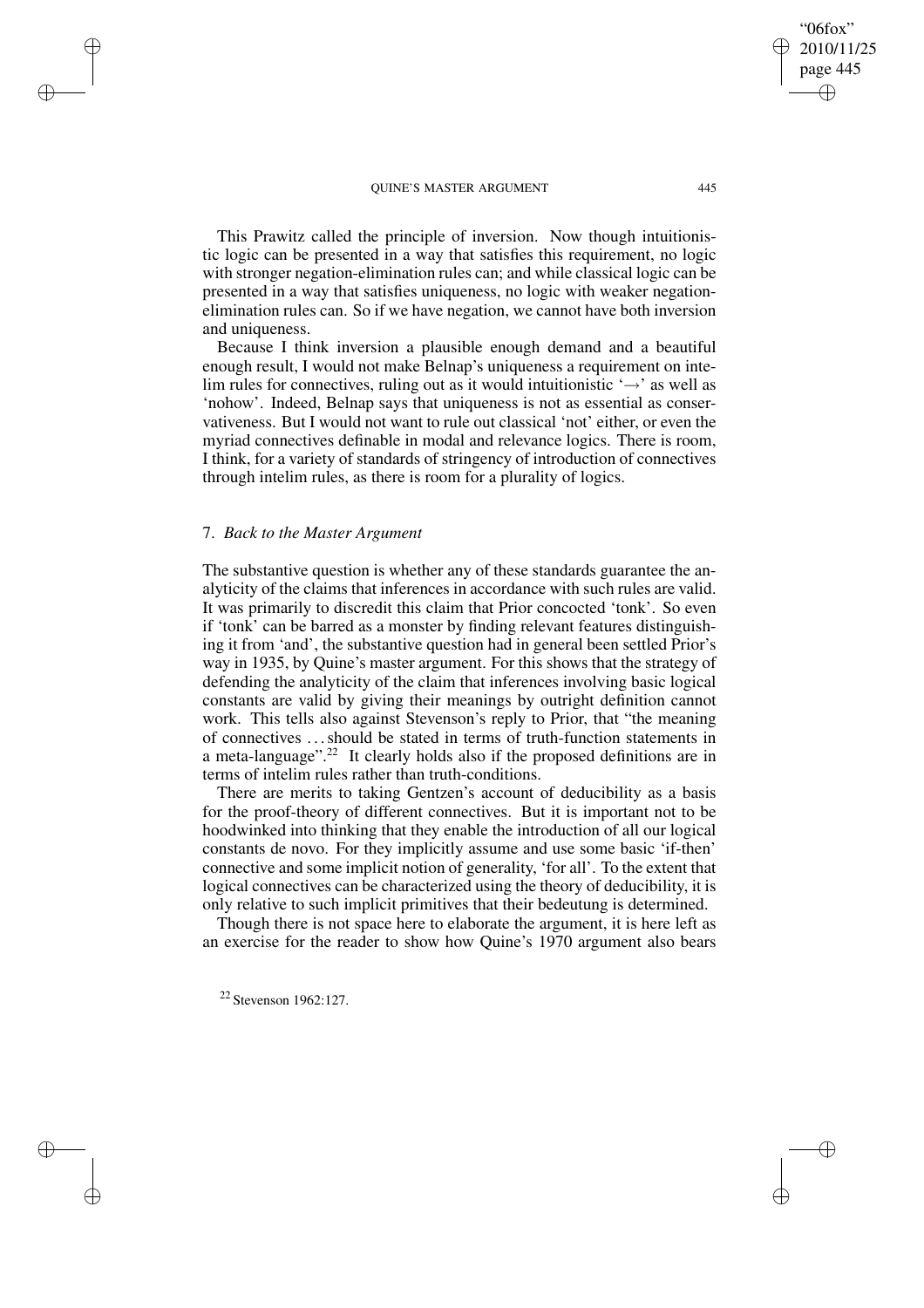This Prawitz called the principle of inversion. Now though intuitionistic logic can be presented in a way that satisfies this requirement, no logic with stronger negation-elimination rules can; and while classical logic can be presented in a way that satisfies uniqueness, no logic with weaker negation-elimination rules can. So if we have negation, we cannot have both inversion and uniqueness.

Because I think inversion a plausible enough demand and a beautiful enough result, I would not make Belnap's uniqueness a requirement on intelim rules for connectives, ruling out as it would intuitionistic '→' as well as 'nohow'. Indeed, Belnap says that uniqueness is not as essential as conservativeness. But I would not want to rule out classical 'not' either, or even the myriad connectives definable in modal and relevance logics. There is room, I think, for a variety of standards of stringency of introduction of connectives through intelim rules, as there is room for a plurality of logics.

## 7. *Back to the Master Argument*

The substantive question is whether any of these standards guarantee the analyticity of the claims that inferences in accordance with such rules are valid. It was primarily to discredit this claim that Prior concocted 'tonk'. So even if 'tonk' can be barred as a monster by finding relevant features distinguishing it from 'and', the substantive question had in general been settled Prior's way in 1935, by Quine's master argument. For this shows that the strategy of defending the analyticity of the claim that inferences involving basic logical constants are valid by giving their meanings by outright definition cannot work. This tells also against Stevenson's reply to Prior, that "the meaning of connectives ... should be stated in terms of truth-function statements in a meta-language".[22] It clearly holds also if the proposed definitions are in terms of intelim rules rather than truth-conditions.

There are merits to taking Gentzen's account of deducibility as a basis for the proof-theory of different connectives. But it is important not to be hoodwinked into thinking that they enable the introduction of all our logical constants de novo. For they implicitly assume and use some basic 'if-then' connective and some implicit notion of generality, 'for all'. To the extent that logical connectives can be characterized using the theory of deducibility, it is only relative to such implicit primitives that their bedeutung is determined.

Though there is not space here to elaborate the argument, it is here left as an exercise for the reader to show how Quine's 1970 argument also bears

[22] Stevenson 1962:127.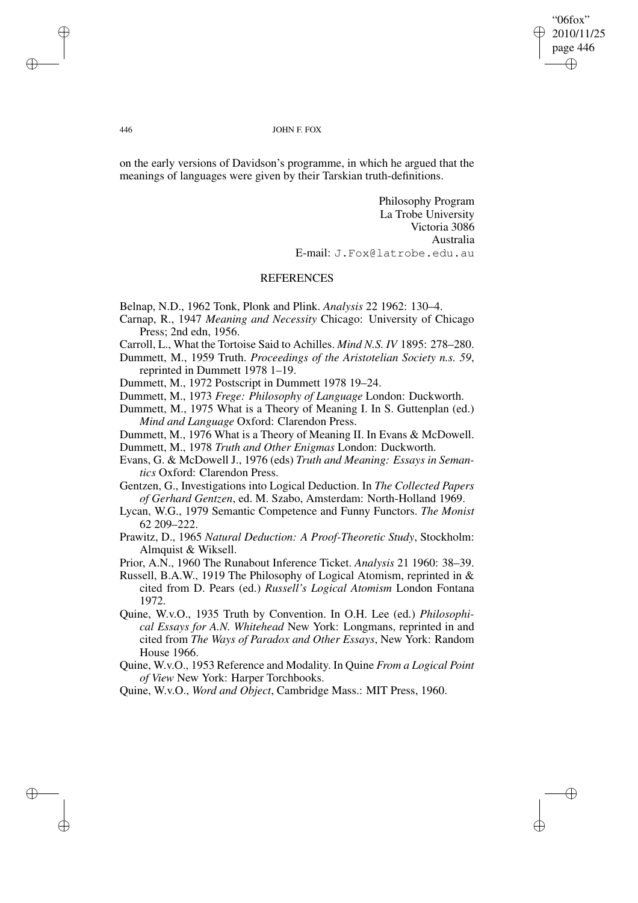on the early versions of Davidson's programme, in which he argued that the meanings of languages were given by their Tarskian truth-definitions.

Philosophy Program
La Trobe University
Victoria 3086
Australia
E-mail: J.Fox@latrobe.edu.au

## REFERENCES

Belnap, N.D., 1962 Tonk, Plonk and Plink. *Analysis* 22 1962: 130–4.

Carnap, R., 1947 *Meaning and Necessity* Chicago: University of Chicago Press; 2nd edn, 1956.

Carroll, L., What the Tortoise Said to Achilles. *Mind N.S. IV* 1895: 278–280.

Dummett, M., 1959 Truth. *Proceedings of the Aristotelian Society n.s. 59*, reprinted in Dummett 1978 1–19.

Dummett, M., 1972 Postscript in Dummett 1978 19–24.

Dummett, M., 1973 *Frege: Philosophy of Language* London: Duckworth.

Dummett, M., 1975 What is a Theory of Meaning I. In S. Guttenplan (ed.) *Mind and Language* Oxford: Clarendon Press.

Dummett, M., 1976 What is a Theory of Meaning II. In Evans & McDowell.

Dummett, M., 1978 *Truth and Other Enigmas* London: Duckworth.

Evans, G. & McDowell J., 1976 (eds) *Truth and Meaning: Essays in Semantics* Oxford: Clarendon Press.

Gentzen, G., Investigations into Logical Deduction. In *The Collected Papers of Gerhard Gentzen*, ed. M. Szabo, Amsterdam: North-Holland 1969.

Lycan, W.G., 1979 Semantic Competence and Funny Functors. *The Monist* 62 209–222.

Prawitz, D., 1965 *Natural Deduction: A Proof-Theoretic Study*, Stockholm: Almquist & Wiksell.

Prior, A.N., 1960 The Runabout Inference Ticket. *Analysis* 21 1960: 38–39.

Russell, B.A.W., 1919 The Philosophy of Logical Atomism, reprinted in & cited from D. Pears (ed.) *Russell's Logical Atomism* London Fontana 1972.

Quine, W.v.O., 1935 Truth by Convention. In O.H. Lee (ed.) *Philosophical Essays for A.N. Whitehead* New York: Longmans, reprinted in and cited from *The Ways of Paradox and Other Essays*, New York: Random House 1966.

Quine, W.v.O., 1953 Reference and Modality. In Quine *From a Logical Point of View* New York: Harper Torchbooks.

Quine, W.v.O., *Word and Object*, Cambridge Mass.: MIT Press, 1960.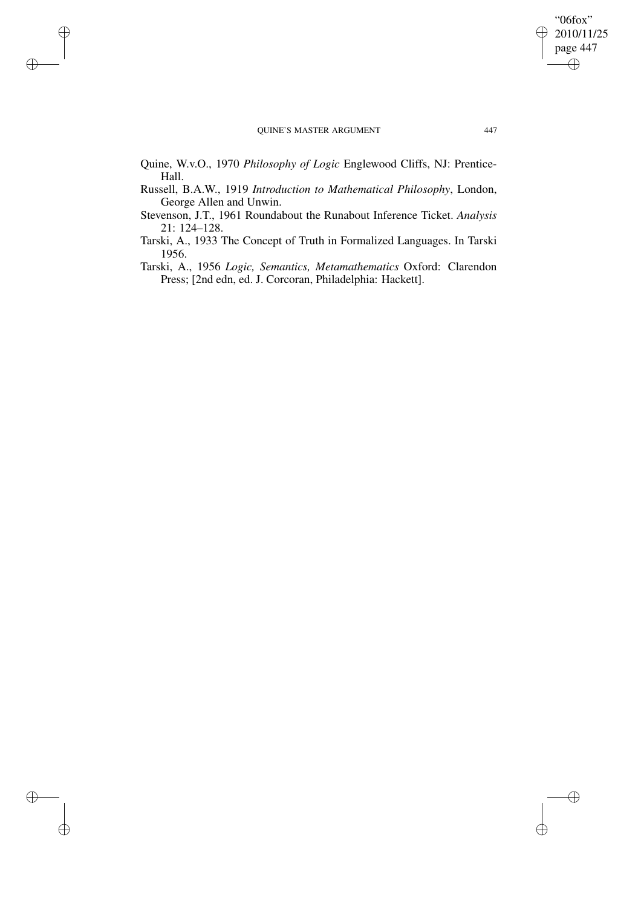Quine, W.v.O., 1970 *Philosophy of Logic* Englewood Cliffs, NJ: Prentice-Hall.

Russell, B.A.W., 1919 *Introduction to Mathematical Philosophy*, London, George Allen and Unwin.

Stevenson, J.T., 1961 Roundabout the Runabout Inference Ticket. *Analysis* 21: 124–128.

Tarski, A., 1933 The Concept of Truth in Formalized Languages. In Tarski 1956.

Tarski, A., 1956 *Logic, Semantics, Metamathematics* Oxford: Clarendon Press; [2nd edn, ed. J. Corcoran, Philadelphia: Hackett].